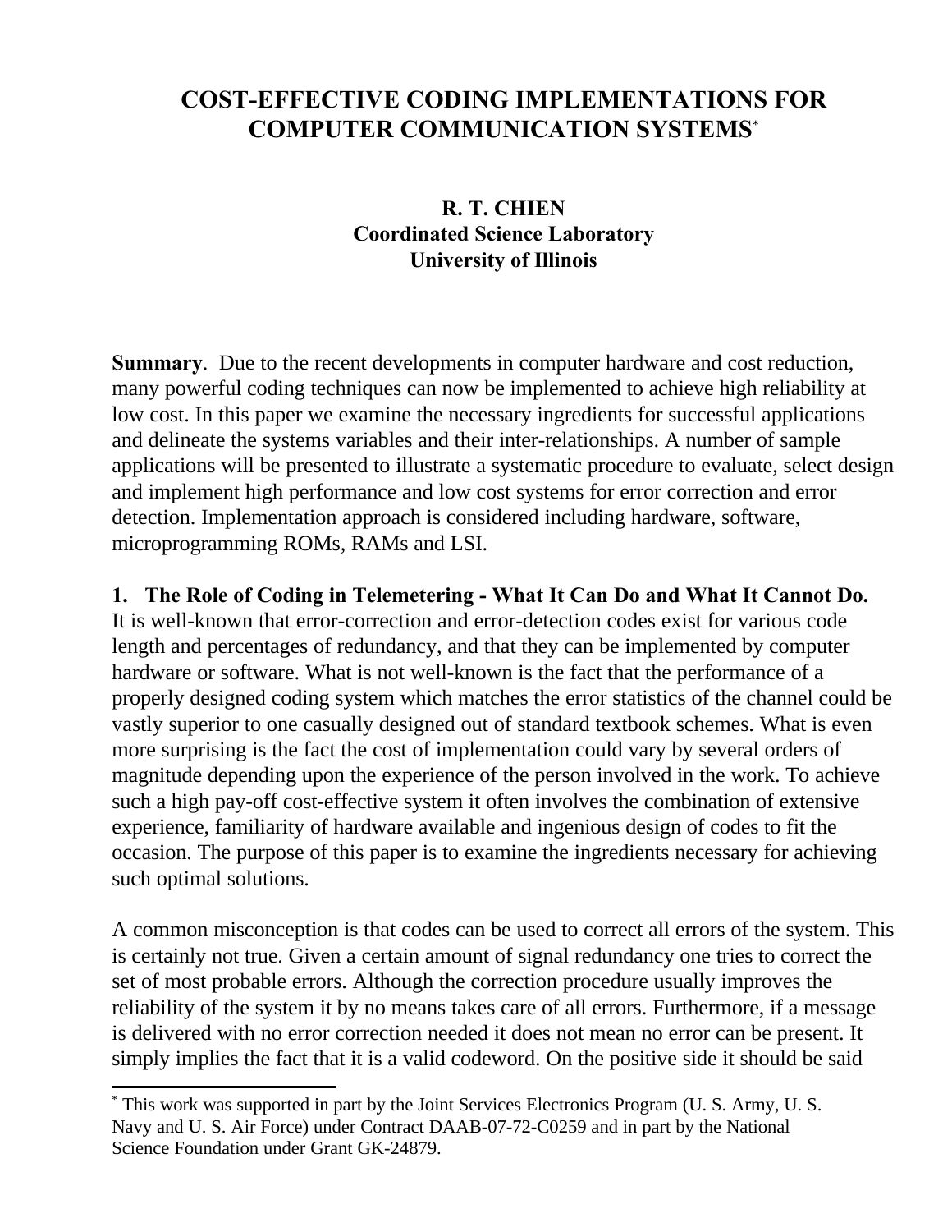# COST-EFFECTIVE CODING IMPLEMENTATIONS FOR COMPUTER COMMUNICATION SYSTEMS[*]

**R. T. CHIEN**
**Coordinated Science Laboratory**
**University of Illinois**

**Summary**. Due to the recent developments in computer hardware and cost reduction, many powerful coding techniques can now be implemented to achieve high reliability at low cost. In this paper we examine the necessary ingredients for successful applications and delineate the systems variables and their inter-relationships. A number of sample applications will be presented to illustrate a systematic procedure to evaluate, select design and implement high performance and low cost systems for error correction and error detection. Implementation approach is considered including hardware, software, microprogramming ROMs, RAMs and LSI.

## 1. The Role of Coding in Telemetering - What It Can Do and What It Cannot Do.

It is well-known that error-correction and error-detection codes exist for various code length and percentages of redundancy, and that they can be implemented by computer hardware or software. What is not well-known is the fact that the performance of a properly designed coding system which matches the error statistics of the channel could be vastly superior to one casually designed out of standard textbook schemes. What is even more surprising is the fact the cost of implementation could vary by several orders of magnitude depending upon the experience of the person involved in the work. To achieve such a high pay-off cost-effective system it often involves the combination of extensive experience, familiarity of hardware available and ingenious design of codes to fit the occasion. The purpose of this paper is to examine the ingredients necessary for achieving such optimal solutions.

A common misconception is that codes can be used to correct all errors of the system. This is certainly not true. Given a certain amount of signal redundancy one tries to correct the set of most probable errors. Although the correction procedure usually improves the reliability of the system it by no means takes care of all errors. Furthermore, if a message is delivered with no error correction needed it does not mean no error can be present. It simply implies the fact that it is a valid codeword. On the positive side it should be said

---

[*] This work was supported in part by the Joint Services Electronics Program (U. S. Army, U. S. Navy and U. S. Air Force) under Contract DAAB-07-72-C0259 and in part by the National Science Foundation under Grant GK-24879.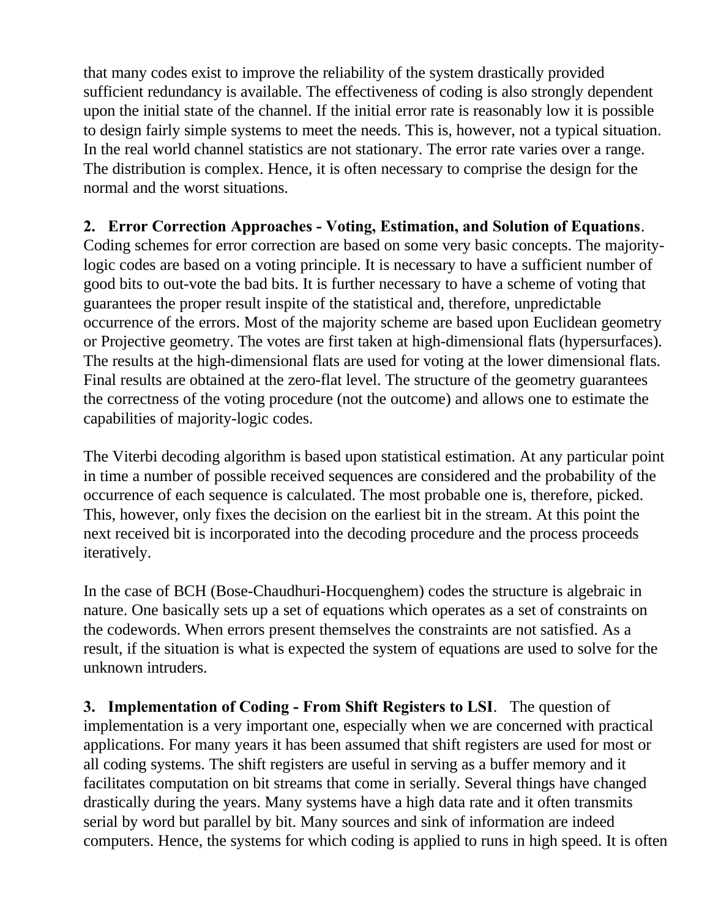that many codes exist to improve the reliability of the system drastically provided sufficient redundancy is available. The effectiveness of coding is also strongly dependent upon the initial state of the channel. If the initial error rate is reasonably low it is possible to design fairly simple systems to meet the needs. This is, however, not a typical situation. In the real world channel statistics are not stationary. The error rate varies over a range. The distribution is complex. Hence, it is often necessary to comprise the design for the normal and the worst situations.

**2. Error Correction Approaches - Voting, Estimation, and Solution of Equations**. Coding schemes for error correction are based on some very basic concepts. The majority-logic codes are based on a voting principle. It is necessary to have a sufficient number of good bits to out-vote the bad bits. It is further necessary to have a scheme of voting that guarantees the proper result inspite of the statistical and, therefore, unpredictable occurrence of the errors. Most of the majority scheme are based upon Euclidean geometry or Projective geometry. The votes are first taken at high-dimensional flats (hypersurfaces). The results at the high-dimensional flats are used for voting at the lower dimensional flats. Final results are obtained at the zero-flat level. The structure of the geometry guarantees the correctness of the voting procedure (not the outcome) and allows one to estimate the capabilities of majority-logic codes.

The Viterbi decoding algorithm is based upon statistical estimation. At any particular point in time a number of possible received sequences are considered and the probability of the occurrence of each sequence is calculated. The most probable one is, therefore, picked. This, however, only fixes the decision on the earliest bit in the stream. At this point the next received bit is incorporated into the decoding procedure and the process proceeds iteratively.

In the case of BCH (Bose-Chaudhuri-Hocquenghem) codes the structure is algebraic in nature. One basically sets up a set of equations which operates as a set of constraints on the codewords. When errors present themselves the constraints are not satisfied. As a result, if the situation is what is expected the system of equations are used to solve for the unknown intruders.

**3. Implementation of Coding - From Shift Registers to LSI**. The question of implementation is a very important one, especially when we are concerned with practical applications. For many years it has been assumed that shift registers are used for most or all coding systems. The shift registers are useful in serving as a buffer memory and it facilitates computation on bit streams that come in serially. Several things have changed drastically during the years. Many systems have a high data rate and it often transmits serial by word but parallel by bit. Many sources and sink of information are indeed computers. Hence, the systems for which coding is applied to runs in high speed. It is often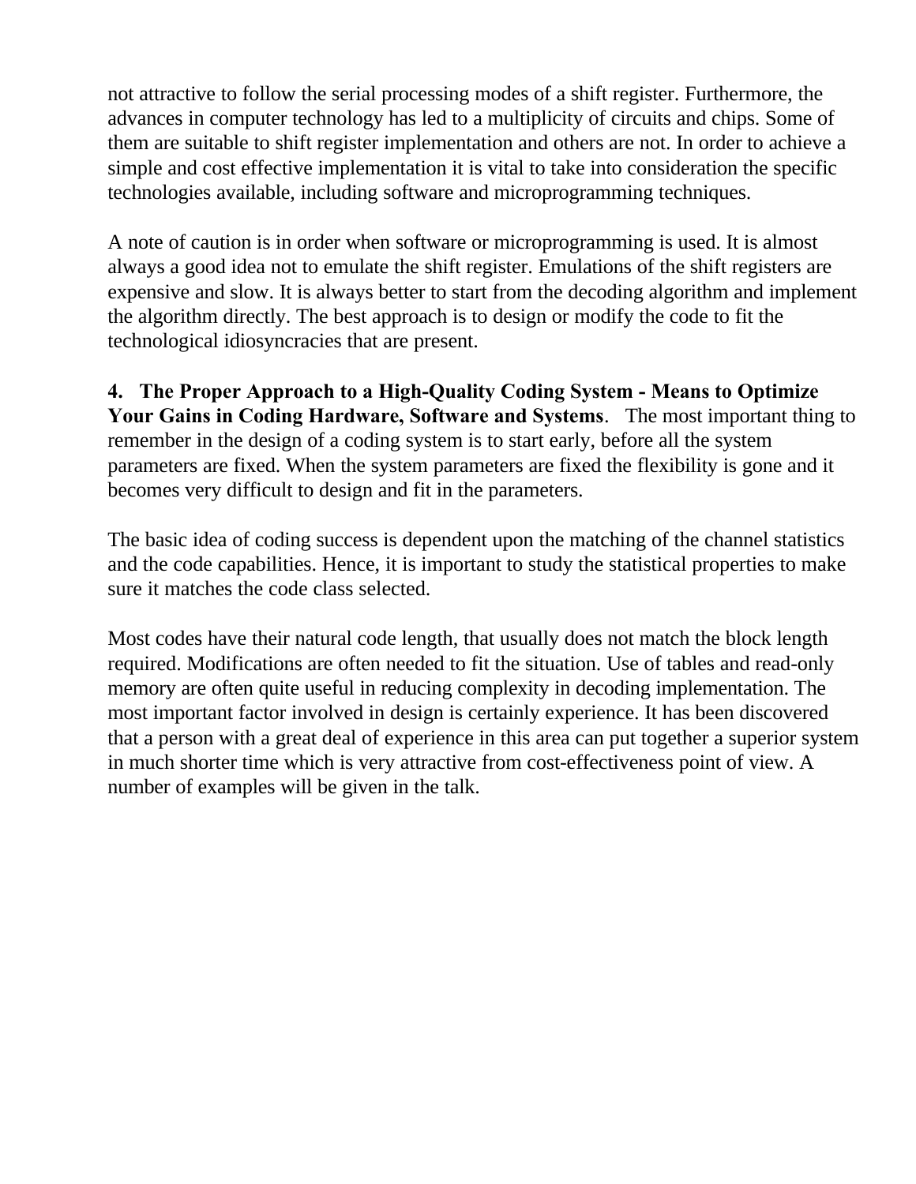not attractive to follow the serial processing modes of a shift register. Furthermore, the advances in computer technology has led to a multiplicity of circuits and chips. Some of them are suitable to shift register implementation and others are not. In order to achieve a simple and cost effective implementation it is vital to take into consideration the specific technologies available, including software and microprogramming techniques.

A note of caution is in order when software or microprogramming is used. It is almost always a good idea not to emulate the shift register. Emulations of the shift registers are expensive and slow. It is always better to start from the decoding algorithm and implement the algorithm directly. The best approach is to design or modify the code to fit the technological idiosyncracies that are present.

**4. The Proper Approach to a High-Quality Coding System - Means to Optimize Your Gains in Coding Hardware, Software and Systems**. The most important thing to remember in the design of a coding system is to start early, before all the system parameters are fixed. When the system parameters are fixed the flexibility is gone and it becomes very difficult to design and fit in the parameters.

The basic idea of coding success is dependent upon the matching of the channel statistics and the code capabilities. Hence, it is important to study the statistical properties to make sure it matches the code class selected.

Most codes have their natural code length, that usually does not match the block length required. Modifications are often needed to fit the situation. Use of tables and read-only memory are often quite useful in reducing complexity in decoding implementation. The most important factor involved in design is certainly experience. It has been discovered that a person with a great deal of experience in this area can put together a superior system in much shorter time which is very attractive from cost-effectiveness point of view. A number of examples will be given in the talk.